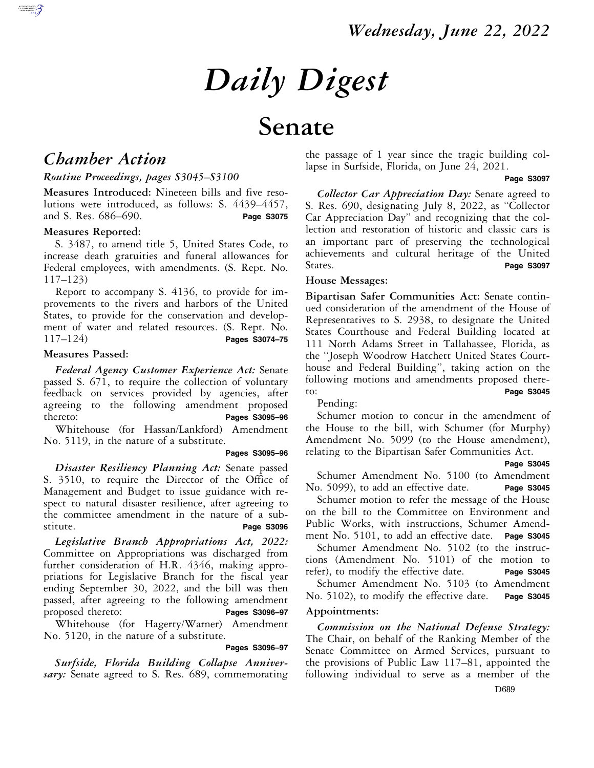# Daily Digest

## Senate

### Chamber Action

*Routine Proceedings, pages S3045–S3100*

**Measures Introduced:** Nineteen bills and five resolutions were introduced, as follows: S. 4439–4457, and S. Res. 686–690. **Page S3075**

**Measures Reported:**

S. 3487, to amend title 5, United States Code, to increase death gratuities and funeral allowances for Federal employees, with amendments. (S. Rept. No. 117–123)

Report to accompany S. 4136, to provide for improvements to the rivers and harbors of the United States, to provide for the conservation and development of water and related resources. (S. Rept. No. 117–124) **Pages S3074–75**

**Measures Passed:**

***Federal Agency Customer Experience Act:*** Senate passed S. 671, to require the collection of voluntary feedback on services provided by agencies, after agreeing to the following amendment proposed thereto: **Pages S3095–96**

Whitehouse (for Hassan/Lankford) Amendment No. 5119, in the nature of a substitute. **Pages S3095–96**

***Disaster Resiliency Planning Act:*** Senate passed S. 3510, to require the Director of the Office of Management and Budget to issue guidance with respect to natural disaster resilience, after agreeing to the committee amendment in the nature of a substitute. **Page S3096**

***Legislative Branch Appropriations Act, 2022:*** Committee on Appropriations was discharged from further consideration of H.R. 4346, making appropriations for Legislative Branch for the fiscal year ending September 30, 2022, and the bill was then passed, after agreeing to the following amendment proposed thereto: **Pages S3096–97**

Whitehouse (for Hagerty/Warner) Amendment No. 5120, in the nature of a substitute. **Pages S3096–97**

***Surfside, Florida Building Collapse Anniversary:*** Senate agreed to S. Res. 689, commemorating the passage of 1 year since the tragic building collapse in Surfside, Florida, on June 24, 2021. **Page S3097**

***Collector Car Appreciation Day:*** Senate agreed to S. Res. 690, designating July 8, 2022, as ''Collector Car Appreciation Day'' and recognizing that the collection and restoration of historic and classic cars is an important part of preserving the technological achievements and cultural heritage of the United States. **Page S3097**

**House Messages:**

**Bipartisan Safer Communities Act:** Senate continued consideration of the amendment of the House of Representatives to S. 2938, to designate the United States Courthouse and Federal Building located at 111 North Adams Street in Tallahassee, Florida, as the ''Joseph Woodrow Hatchett United States Courthouse and Federal Building'', taking action on the following motions and amendments proposed thereto: **Page S3045**

Pending:

Schumer motion to concur in the amendment of the House to the bill, with Schumer (for Murphy) Amendment No. 5099 (to the House amendment), relating to the Bipartisan Safer Communities Act. **Page S3045**

Schumer Amendment No. 5100 (to Amendment No. 5099), to add an effective date. **Page S3045**

Schumer motion to refer the message of the House on the bill to the Committee on Environment and Public Works, with instructions, Schumer Amendment No. 5101, to add an effective date. **Page S3045**

Schumer Amendment No. 5102 (to the instructions (Amendment No. 5101) of the motion to refer), to modify the effective date. **Page S3045**

Schumer Amendment No. 5103 (to Amendment No. 5102), to modify the effective date. **Page S3045**

**Appointments:**

***Commission on the National Defense Strategy:*** The Chair, on behalf of the Ranking Member of the Senate Committee on Armed Services, pursuant to the provisions of Public Law 117–81, appointed the following individual to serve as a member of the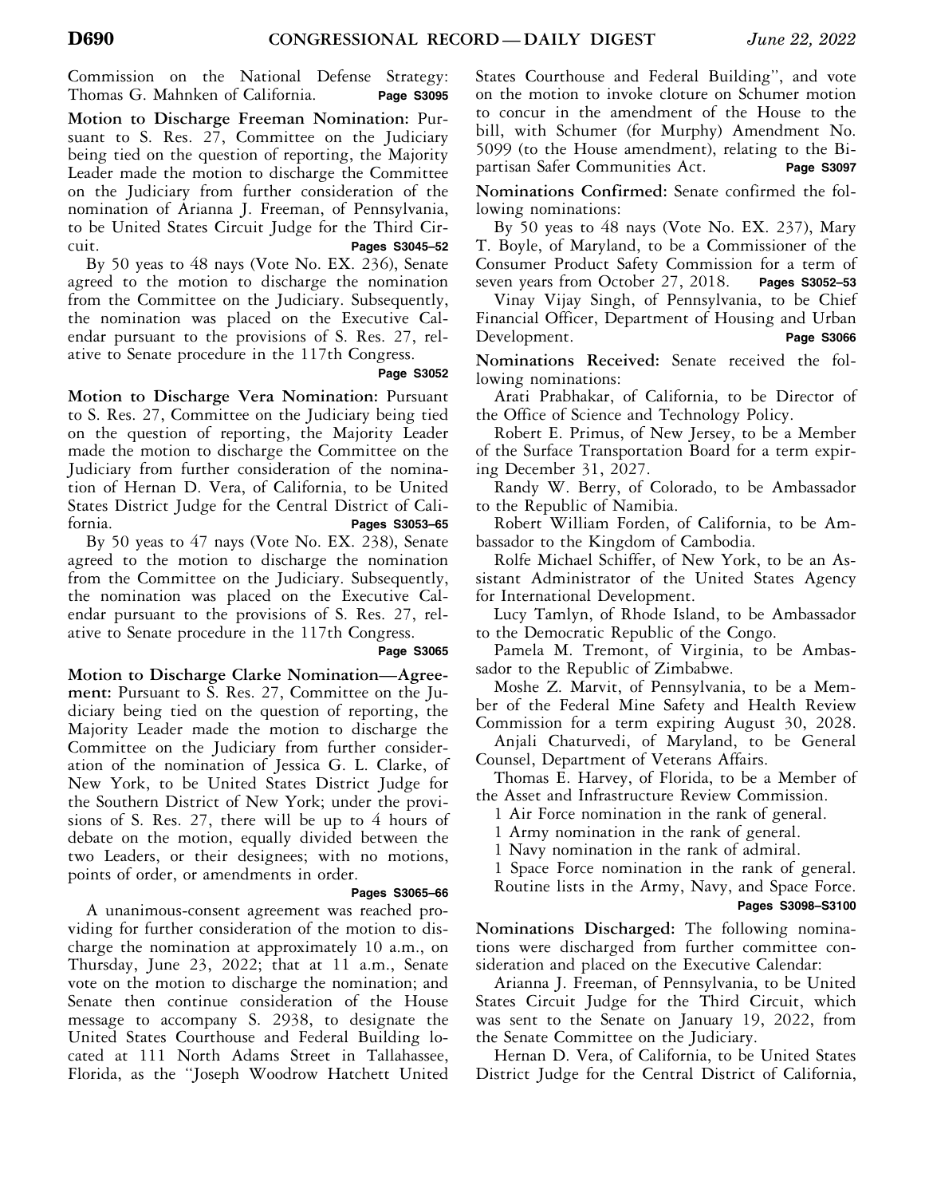Commission on the National Defense Strategy: Thomas G. Mahnken of California. **Page S3095**

**Motion to Discharge Freeman Nomination:** Pursuant to S. Res. 27, Committee on the Judiciary being tied on the question of reporting, the Majority Leader made the motion to discharge the Committee on the Judiciary from further consideration of the nomination of Arianna J. Freeman, of Pennsylvania, to be United States Circuit Judge for the Third Circuit. **Pages S3045–52**

By 50 yeas to 48 nays (Vote No. EX. 236), Senate agreed to the motion to discharge the nomination from the Committee on the Judiciary. Subsequently, the nomination was placed on the Executive Calendar pursuant to the provisions of S. Res. 27, relative to Senate procedure in the 117th Congress. **Page S3052**

**Motion to Discharge Vera Nomination:** Pursuant to S. Res. 27, Committee on the Judiciary being tied on the question of reporting, the Majority Leader made the motion to discharge the Committee on the Judiciary from further consideration of the nomination of Hernan D. Vera, of California, to be United States District Judge for the Central District of California. **Pages S3053–65**

By 50 yeas to 47 nays (Vote No. EX. 238), Senate agreed to the motion to discharge the nomination from the Committee on the Judiciary. Subsequently, the nomination was placed on the Executive Calendar pursuant to the provisions of S. Res. 27, relative to Senate procedure in the 117th Congress. **Page S3065**

**Motion to Discharge Clarke Nomination—Agreement:** Pursuant to S. Res. 27, Committee on the Judiciary being tied on the question of reporting, the Majority Leader made the motion to discharge the Committee on the Judiciary from further consideration of the nomination of Jessica G. L. Clarke, of New York, to be United States District Judge for the Southern District of New York; under the provisions of S. Res. 27, there will be up to 4 hours of debate on the motion, equally divided between the two Leaders, or their designees; with no motions, points of order, or amendments in order. **Pages S3065–66**

A unanimous-consent agreement was reached providing for further consideration of the motion to discharge the nomination at approximately 10 a.m., on Thursday, June 23, 2022; that at 11 a.m., Senate vote on the motion to discharge the nomination; and Senate then continue consideration of the House message to accompany S. 2938, to designate the United States Courthouse and Federal Building located at 111 North Adams Street in Tallahassee, Florida, as the "Joseph Woodrow Hatchett United States Courthouse and Federal Building", and vote on the motion to invoke cloture on Schumer motion to concur in the amendment of the House to the bill, with Schumer (for Murphy) Amendment No. 5099 (to the House amendment), relating to the Bipartisan Safer Communities Act. **Page S3097**

**Nominations Confirmed:** Senate confirmed the following nominations:

By 50 yeas to 48 nays (Vote No. EX. 237), Mary T. Boyle, of Maryland, to be a Commissioner of the Consumer Product Safety Commission for a term of seven years from October 27, 2018. **Pages S3052–53**

Vinay Vijay Singh, of Pennsylvania, to be Chief Financial Officer, Department of Housing and Urban Development. **Page S3066**

**Nominations Received:** Senate received the following nominations:

Arati Prabhakar, of California, to be Director of the Office of Science and Technology Policy.

Robert E. Primus, of New Jersey, to be a Member of the Surface Transportation Board for a term expiring December 31, 2027.

Randy W. Berry, of Colorado, to be Ambassador to the Republic of Namibia.

Robert William Forden, of California, to be Ambassador to the Kingdom of Cambodia.

Rolfe Michael Schiffer, of New York, to be an Assistant Administrator of the United States Agency for International Development.

Lucy Tamlyn, of Rhode Island, to be Ambassador to the Democratic Republic of the Congo.

Pamela M. Tremont, of Virginia, to be Ambassador to the Republic of Zimbabwe.

Moshe Z. Marvit, of Pennsylvania, to be a Member of the Federal Mine Safety and Health Review Commission for a term expiring August 30, 2028.

Anjali Chaturvedi, of Maryland, to be General Counsel, Department of Veterans Affairs.

Thomas E. Harvey, of Florida, to be a Member of the Asset and Infrastructure Review Commission.

1 Air Force nomination in the rank of general.

1 Army nomination in the rank of general.

1 Navy nomination in the rank of admiral.

1 Space Force nomination in the rank of general.

Routine lists in the Army, Navy, and Space Force. **Pages S3098–S3100**

**Nominations Discharged:** The following nominations were discharged from further committee consideration and placed on the Executive Calendar:

Arianna J. Freeman, of Pennsylvania, to be United States Circuit Judge for the Third Circuit, which was sent to the Senate on January 19, 2022, from the Senate Committee on the Judiciary.

Hernan D. Vera, of California, to be United States District Judge for the Central District of California,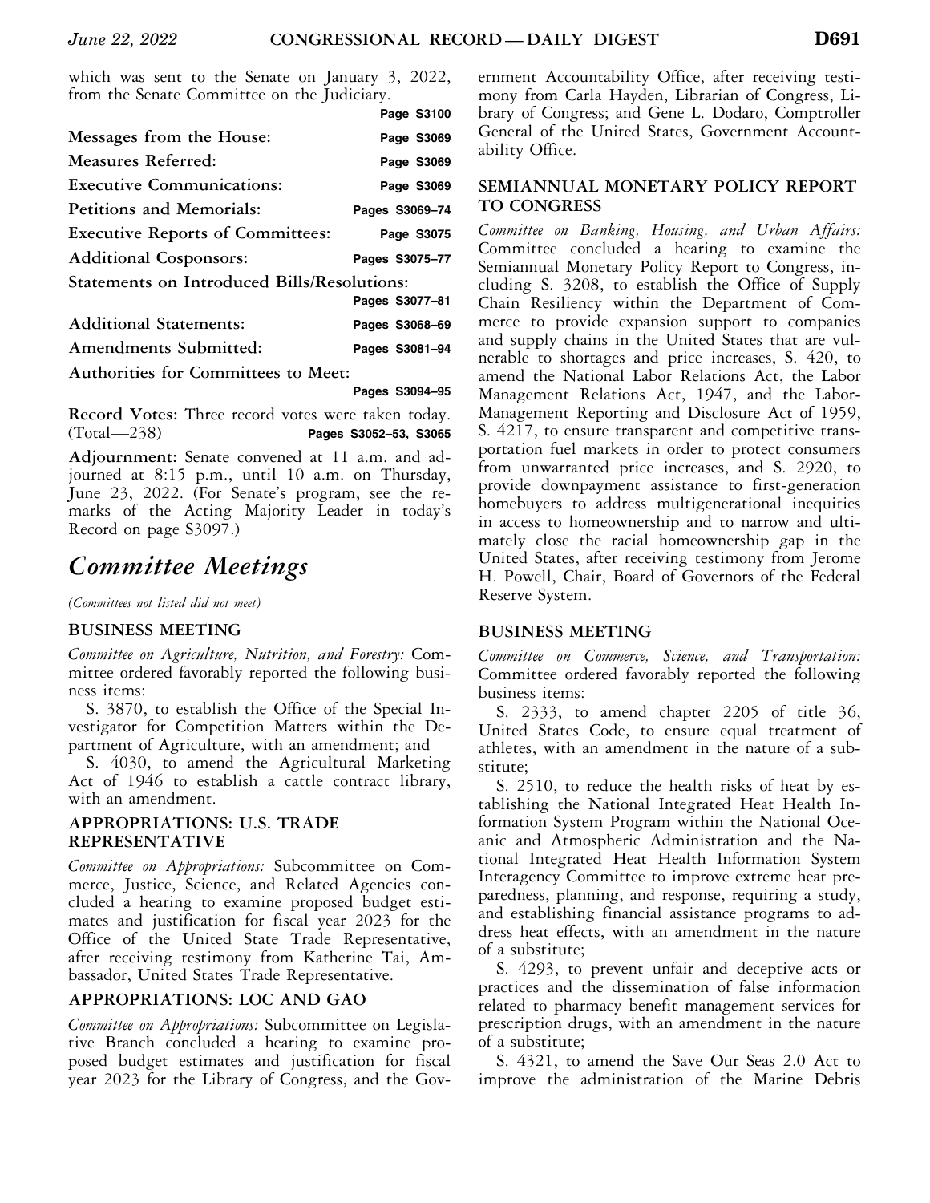which was sent to the Senate on January 3, 2022, from the Senate Committee on the Judiciary.

**Page S3100**

**Messages from the House:** **Page S3069**

**Measures Referred:** **Page S3069**

**Executive Communications:** **Page S3069**

**Petitions and Memorials:** **Pages S3069–74**

**Executive Reports of Committees:** **Page S3075**

**Additional Cosponsors:** **Pages S3075–77**

**Statements on Introduced Bills/Resolutions:** **Pages S3077–81**

**Additional Statements:** **Pages S3068–69**

**Amendments Submitted:** **Pages S3081–94**

**Authorities for Committees to Meet:** **Pages S3094–95**

**Record Votes:** Three record votes were taken today. (Total—238) **Pages S3052–53, S3065**

**Adjournment:** Senate convened at 11 a.m. and adjourned at 8:15 p.m., until 10 a.m. on Thursday, June 23, 2022. (For Senate's program, see the remarks of the Acting Majority Leader in today's Record on page S3097.)

# *Committee Meetings*

*(Committees not listed did not meet)*

## BUSINESS MEETING

*Committee on Agriculture, Nutrition, and Forestry:* Committee ordered favorably reported the following business items:

S. 3870, to establish the Office of the Special Investigator for Competition Matters within the Department of Agriculture, with an amendment; and

S. 4030, to amend the Agricultural Marketing Act of 1946 to establish a cattle contract library, with an amendment.

## APPROPRIATIONS: U.S. TRADE REPRESENTATIVE

*Committee on Appropriations:* Subcommittee on Commerce, Justice, Science, and Related Agencies concluded a hearing to examine proposed budget estimates and justification for fiscal year 2023 for the Office of the United State Trade Representative, after receiving testimony from Katherine Tai, Ambassador, United States Trade Representative.

## APPROPRIATIONS: LOC AND GAO

*Committee on Appropriations:* Subcommittee on Legislative Branch concluded a hearing to examine proposed budget estimates and justification for fiscal year 2023 for the Library of Congress, and the Government Accountability Office, after receiving testimony from Carla Hayden, Librarian of Congress, Library of Congress; and Gene L. Dodaro, Comptroller General of the United States, Government Accountability Office.

## SEMIANNUAL MONETARY POLICY REPORT TO CONGRESS

*Committee on Banking, Housing, and Urban Affairs:* Committee concluded a hearing to examine the Semiannual Monetary Policy Report to Congress, including S. 3208, to establish the Office of Supply Chain Resiliency within the Department of Commerce to provide expansion support to companies and supply chains in the United States that are vulnerable to shortages and price increases, S. 420, to amend the National Labor Relations Act, the Labor Management Relations Act, 1947, and the Labor-Management Reporting and Disclosure Act of 1959, S. 4217, to ensure transparent and competitive transportation fuel markets in order to protect consumers from unwarranted price increases, and S. 2920, to provide downpayment assistance to first-generation homebuyers to address multigenerational inequities in access to homeownership and to narrow and ultimately close the racial homeownership gap in the United States, after receiving testimony from Jerome H. Powell, Chair, Board of Governors of the Federal Reserve System.

## BUSINESS MEETING

*Committee on Commerce, Science, and Transportation:* Committee ordered favorably reported the following business items:

S. 2333, to amend chapter 2205 of title 36, United States Code, to ensure equal treatment of athletes, with an amendment in the nature of a substitute;

S. 2510, to reduce the health risks of heat by establishing the National Integrated Heat Health Information System Program within the National Oceanic and Atmospheric Administration and the National Integrated Heat Health Information System Interagency Committee to improve extreme heat preparedness, planning, and response, requiring a study, and establishing financial assistance programs to address heat effects, with an amendment in the nature of a substitute;

S. 4293, to prevent unfair and deceptive acts or practices and the dissemination of false information related to pharmacy benefit management services for prescription drugs, with an amendment in the nature of a substitute;

S. 4321, to amend the Save Our Seas 2.0 Act to improve the administration of the Marine Debris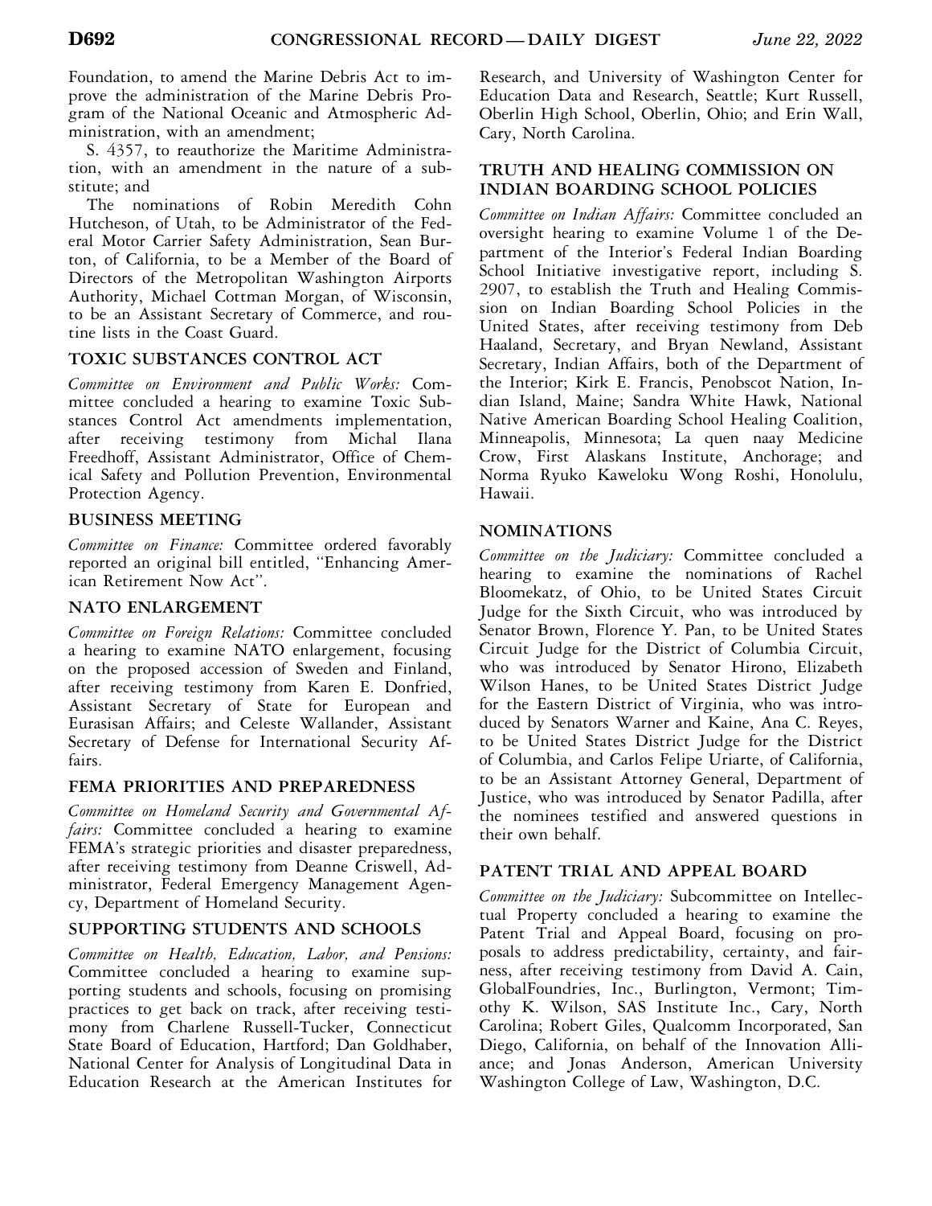Foundation, to amend the Marine Debris Act to improve the administration of the Marine Debris Program of the National Oceanic and Atmospheric Administration, with an amendment;

S. 4357, to reauthorize the Maritime Administration, with an amendment in the nature of a substitute; and

The nominations of Robin Meredith Cohn Hutcheson, of Utah, to be Administrator of the Federal Motor Carrier Safety Administration, Sean Burton, of California, to be a Member of the Board of Directors of the Metropolitan Washington Airports Authority, Michael Cottman Morgan, of Wisconsin, to be an Assistant Secretary of Commerce, and routine lists in the Coast Guard.

## TOXIC SUBSTANCES CONTROL ACT

*Committee on Environment and Public Works:* Committee concluded a hearing to examine Toxic Substances Control Act amendments implementation, after receiving testimony from Michal Ilana Freedhoff, Assistant Administrator, Office of Chemical Safety and Pollution Prevention, Environmental Protection Agency.

## BUSINESS MEETING

*Committee on Finance:* Committee ordered favorably reported an original bill entitled, ''Enhancing American Retirement Now Act''.

## NATO ENLARGEMENT

*Committee on Foreign Relations:* Committee concluded a hearing to examine NATO enlargement, focusing on the proposed accession of Sweden and Finland, after receiving testimony from Karen E. Donfried, Assistant Secretary of State for European and Eurasisan Affairs; and Celeste Wallander, Assistant Secretary of Defense for International Security Affairs.

## FEMA PRIORITIES AND PREPAREDNESS

*Committee on Homeland Security and Governmental Affairs:* Committee concluded a hearing to examine FEMA's strategic priorities and disaster preparedness, after receiving testimony from Deanne Criswell, Administrator, Federal Emergency Management Agency, Department of Homeland Security.

## SUPPORTING STUDENTS AND SCHOOLS

*Committee on Health, Education, Labor, and Pensions:* Committee concluded a hearing to examine supporting students and schools, focusing on promising practices to get back on track, after receiving testimony from Charlene Russell-Tucker, Connecticut State Board of Education, Hartford; Dan Goldhaber, National Center for Analysis of Longitudinal Data in Education Research at the American Institutes for Research, and University of Washington Center for Education Data and Research, Seattle; Kurt Russell, Oberlin High School, Oberlin, Ohio; and Erin Wall, Cary, North Carolina.

## TRUTH AND HEALING COMMISSION ON INDIAN BOARDING SCHOOL POLICIES

*Committee on Indian Affairs:* Committee concluded an oversight hearing to examine Volume 1 of the Department of the Interior's Federal Indian Boarding School Initiative investigative report, including S. 2907, to establish the Truth and Healing Commission on Indian Boarding School Policies in the United States, after receiving testimony from Deb Haaland, Secretary, and Bryan Newland, Assistant Secretary, Indian Affairs, both of the Department of the Interior; Kirk E. Francis, Penobscot Nation, Indian Island, Maine; Sandra White Hawk, National Native American Boarding School Healing Coalition, Minneapolis, Minnesota; La quen naay Medicine Crow, First Alaskans Institute, Anchorage; and Norma Ryuko Kaweloku Wong Roshi, Honolulu, Hawaii.

## NOMINATIONS

*Committee on the Judiciary:* Committee concluded a hearing to examine the nominations of Rachel Bloomekatz, of Ohio, to be United States Circuit Judge for the Sixth Circuit, who was introduced by Senator Brown, Florence Y. Pan, to be United States Circuit Judge for the District of Columbia Circuit, who was introduced by Senator Hirono, Elizabeth Wilson Hanes, to be United States District Judge for the Eastern District of Virginia, who was introduced by Senators Warner and Kaine, Ana C. Reyes, to be United States District Judge for the District of Columbia, and Carlos Felipe Uriarte, of California, to be an Assistant Attorney General, Department of Justice, who was introduced by Senator Padilla, after the nominees testified and answered questions in their own behalf.

## PATENT TRIAL AND APPEAL BOARD

*Committee on the Judiciary:* Subcommittee on Intellectual Property concluded a hearing to examine the Patent Trial and Appeal Board, focusing on proposals to address predictability, certainty, and fairness, after receiving testimony from David A. Cain, GlobalFoundries, Inc., Burlington, Vermont; Timothy K. Wilson, SAS Institute Inc., Cary, North Carolina; Robert Giles, Qualcomm Incorporated, San Diego, California, on behalf of the Innovation Alliance; and Jonas Anderson, American University Washington College of Law, Washington, D.C.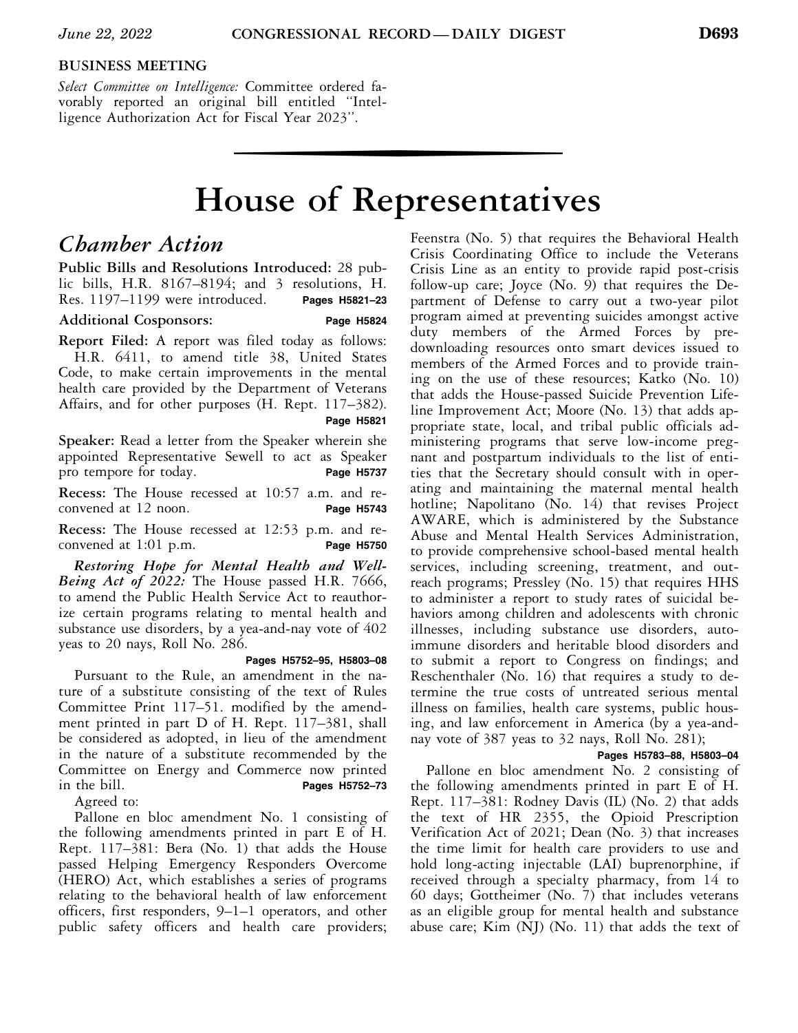**BUSINESS MEETING**

*Select Committee on Intelligence:* Committee ordered favorably reported an original bill entitled "Intelligence Authorization Act for Fiscal Year 2023".

# House of Representatives

## *Chamber Action*

**Public Bills and Resolutions Introduced:** 28 public bills, H.R. 8167–8194; and 3 resolutions, H. Res. 1197–1199 were introduced. **Pages H5821–23**

**Additional Cosponsors:** **Page H5824**

**Report Filed:** A report was filed today as follows:

H.R. 6411, to amend title 38, United States Code, to make certain improvements in the mental health care provided by the Department of Veterans Affairs, and for other purposes (H. Rept. 117–382). **Page H5821**

**Speaker:** Read a letter from the Speaker wherein she appointed Representative Sewell to act as Speaker pro tempore for today. **Page H5737**

**Recess:** The House recessed at 10:57 a.m. and reconvened at 12 noon. **Page H5743**

**Recess:** The House recessed at 12:53 p.m. and reconvened at 1:01 p.m. **Page H5750**

***Restoring Hope for Mental Health and Well-Being Act of 2022:*** The House passed H.R. 7666, to amend the Public Health Service Act to reauthorize certain programs relating to mental health and substance use disorders, by a yea-and-nay vote of 402 yeas to 20 nays, Roll No. 286. **Pages H5752–95, H5803–08**

Pursuant to the Rule, an amendment in the nature of a substitute consisting of the text of Rules Committee Print 117–51. modified by the amendment printed in part D of H. Rept. 117–381, shall be considered as adopted, in lieu of the amendment in the nature of a substitute recommended by the Committee on Energy and Commerce now printed in the bill. **Pages H5752–73**

Agreed to:

Pallone en bloc amendment No. 1 consisting of the following amendments printed in part E of H. Rept. 117–381: Bera (No. 1) that adds the House passed Helping Emergency Responders Overcome (HERO) Act, which establishes a series of programs relating to the behavioral health of law enforcement officers, first responders, 9–1–1 operators, and other public safety officers and health care providers; Feenstra (No. 5) that requires the Behavioral Health Crisis Coordinating Office to include the Veterans Crisis Line as an entity to provide rapid post-crisis follow-up care; Joyce (No. 9) that requires the Department of Defense to carry out a two-year pilot program aimed at preventing suicides amongst active duty members of the Armed Forces by pre-downloading resources onto smart devices issued to members of the Armed Forces and to provide training on the use of these resources; Katko (No. 10) that adds the House-passed Suicide Prevention Lifeline Improvement Act; Moore (No. 13) that adds appropriate state, local, and tribal public officials administering programs that serve low-income pregnant and postpartum individuals to the list of entities that the Secretary should consult with in operating and maintaining the maternal mental health hotline; Napolitano (No. 14) that revises Project AWARE, which is administered by the Substance Abuse and Mental Health Services Administration, to provide comprehensive school-based mental health services, including screening, treatment, and outreach programs; Pressley (No. 15) that requires HHS to administer a report to study rates of suicidal behaviors among children and adolescents with chronic illnesses, including substance use disorders, autoimmune disorders and heritable blood disorders and to submit a report to Congress on findings; and Reschenthaler (No. 16) that requires a study to determine the true costs of untreated serious mental illness on families, health care systems, public housing, and law enforcement in America (by a yea-and-nay vote of 387 yeas to 32 nays, Roll No. 281); **Pages H5783–88, H5803–04**

Pallone en bloc amendment No. 2 consisting of the following amendments printed in part E of H. Rept. 117–381: Rodney Davis (IL) (No. 2) that adds the text of HR 2355, the Opioid Prescription Verification Act of 2021; Dean (No. 3) that increases the time limit for health care providers to use and hold long-acting injectable (LAI) buprenorphine, if received through a specialty pharmacy, from 14 to 60 days; Gottheimer (No. 7) that includes veterans as an eligible group for mental health and substance abuse care; Kim (NJ) (No. 11) that adds the text of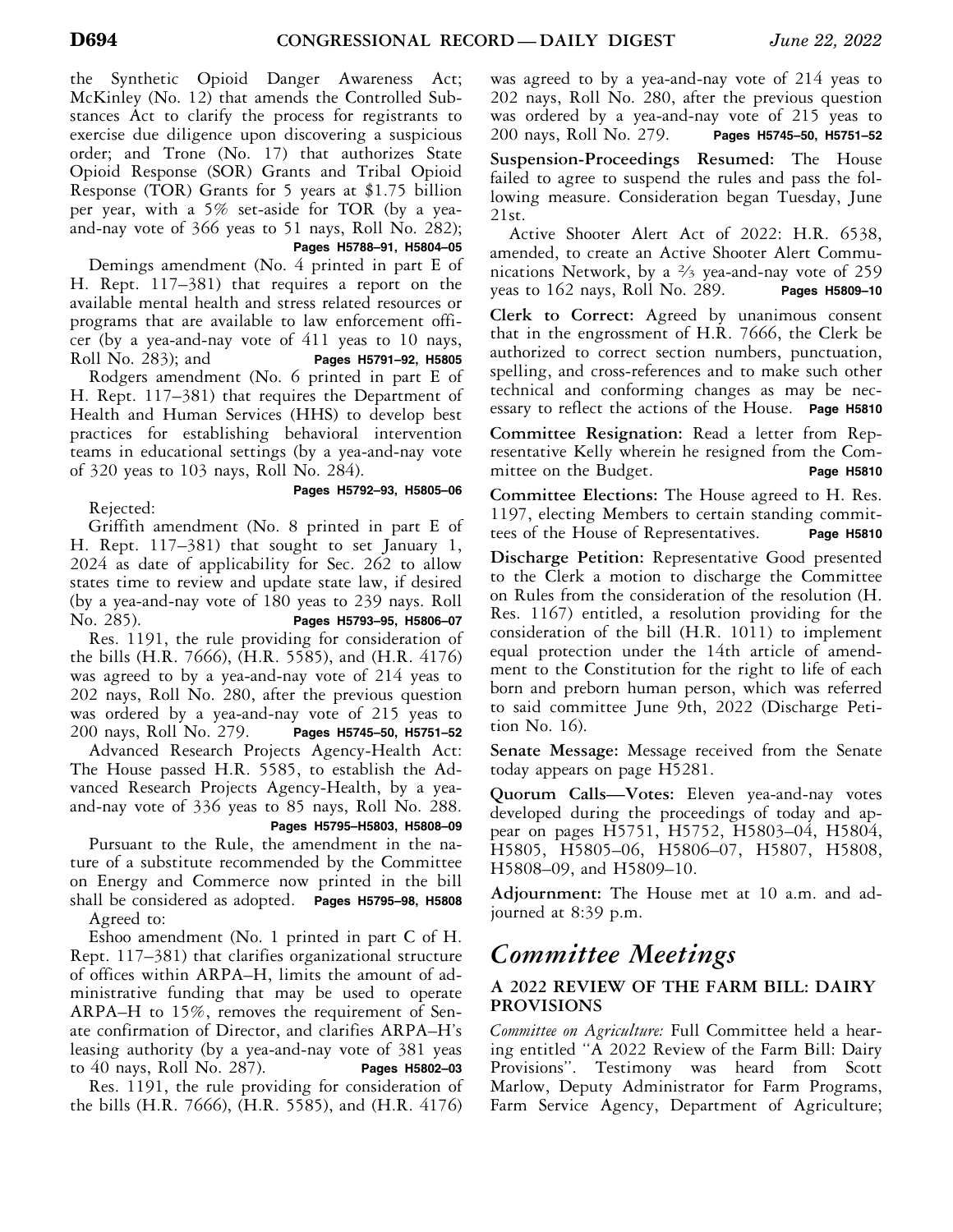the Synthetic Opioid Danger Awareness Act; McKinley (No. 12) that amends the Controlled Substances Act to clarify the process for registrants to exercise due diligence upon discovering a suspicious order; and Trone (No. 17) that authorizes State Opioid Response (SOR) Grants and Tribal Opioid Response (TOR) Grants for 5 years at $1.75 billion per year, with a 5% set-aside for TOR (by a yea-and-nay vote of 366 yeas to 51 nays, Roll No. 282); **Pages H5788–91, H5804–05**

Demings amendment (No. 4 printed in part E of H. Rept. 117–381) that requires a report on the available mental health and stress related resources or programs that are available to law enforcement officer (by a yea-and-nay vote of 411 yeas to 10 nays, Roll No. 283); and **Pages H5791–92, H5805**

Rodgers amendment (No. 6 printed in part E of H. Rept. 117–381) that requires the Department of Health and Human Services (HHS) to develop best practices for establishing behavioral intervention teams in educational settings (by a yea-and-nay vote of 320 yeas to 103 nays, Roll No. 284). **Pages H5792–93, H5805–06**

Rejected:

Griffith amendment (No. 8 printed in part E of H. Rept. 117–381) that sought to set January 1, 2024 as date of applicability for Sec. 262 to allow states time to review and update state law, if desired (by a yea-and-nay vote of 180 yeas to 239 nays. Roll No. 285). **Pages H5793–95, H5806–07**

Res. 1191, the rule providing for consideration of the bills (H.R. 7666), (H.R. 5585), and (H.R. 4176) was agreed to by a yea-and-nay vote of 214 yeas to 202 nays, Roll No. 280, after the previous question was ordered by a yea-and-nay vote of 215 yeas to 200 nays, Roll No. 279. **Pages H5745–50, H5751–52**

Advanced Research Projects Agency-Health Act: The House passed H.R. 5585, to establish the Advanced Research Projects Agency-Health, by a yea-and-nay vote of 336 yeas to 85 nays, Roll No. 288. **Pages H5795–H5803, H5808–09**

Pursuant to the Rule, the amendment in the nature of a substitute recommended by the Committee on Energy and Commerce now printed in the bill shall be considered as adopted. **Pages H5795–98, H5808**

Agreed to:

Eshoo amendment (No. 1 printed in part C of H. Rept. 117–381) that clarifies organizational structure of offices within ARPA–H, limits the amount of administrative funding that may be used to operate ARPA–H to 15%, removes the requirement of Senate confirmation of Director, and clarifies ARPA–H's leasing authority (by a yea-and-nay vote of 381 yeas to 40 nays, Roll No. 287). **Pages H5802–03**

Res. 1191, the rule providing for consideration of the bills (H.R. 7666), (H.R. 5585), and (H.R. 4176) was agreed to by a yea-and-nay vote of 214 yeas to 202 nays, Roll No. 280, after the previous question was ordered by a yea-and-nay vote of 215 yeas to 200 nays, Roll No. 279. **Pages H5745–50, H5751–52**

**Suspension-Proceedings Resumed:** The House failed to agree to suspend the rules and pass the following measure. Consideration began Tuesday, June 21st.

Active Shooter Alert Act of 2022: H.R. 6538, amended, to create an Active Shooter Alert Communications Network, by a ⅔ yea-and-nay vote of 259 yeas to 162 nays, Roll No. 289. **Pages H5809–10**

**Clerk to Correct:** Agreed by unanimous consent that in the engrossment of H.R. 7666, the Clerk be authorized to correct section numbers, punctuation, spelling, and cross-references and to make such other technical and conforming changes as may be necessary to reflect the actions of the House. **Page H5810**

**Committee Resignation:** Read a letter from Representative Kelly wherein he resigned from the Committee on the Budget. **Page H5810**

**Committee Elections:** The House agreed to H. Res. 1197, electing Members to certain standing committees of the House of Representatives. **Page H5810**

**Discharge Petition:** Representative Good presented to the Clerk a motion to discharge the Committee on Rules from the consideration of the resolution (H. Res. 1167) entitled, a resolution providing for the consideration of the bill (H.R. 1011) to implement equal protection under the 14th article of amendment to the Constitution for the right to life of each born and preborn human person, which was referred to said committee June 9th, 2022 (Discharge Petition No. 16).

**Senate Message:** Message received from the Senate today appears on page H5281.

**Quorum Calls—Votes:** Eleven yea-and-nay votes developed during the proceedings of today and appear on pages H5751, H5752, H5803–04, H5804, H5805, H5805–06, H5806–07, H5807, H5808, H5808–09, and H5809–10.

**Adjournment:** The House met at 10 a.m. and adjourned at 8:39 p.m.

# *Committee Meetings*

## A 2022 REVIEW OF THE FARM BILL: DAIRY PROVISIONS

*Committee on Agriculture:* Full Committee held a hearing entitled "A 2022 Review of the Farm Bill: Dairy Provisions". Testimony was heard from Scott Marlow, Deputy Administrator for Farm Programs, Farm Service Agency, Department of Agriculture;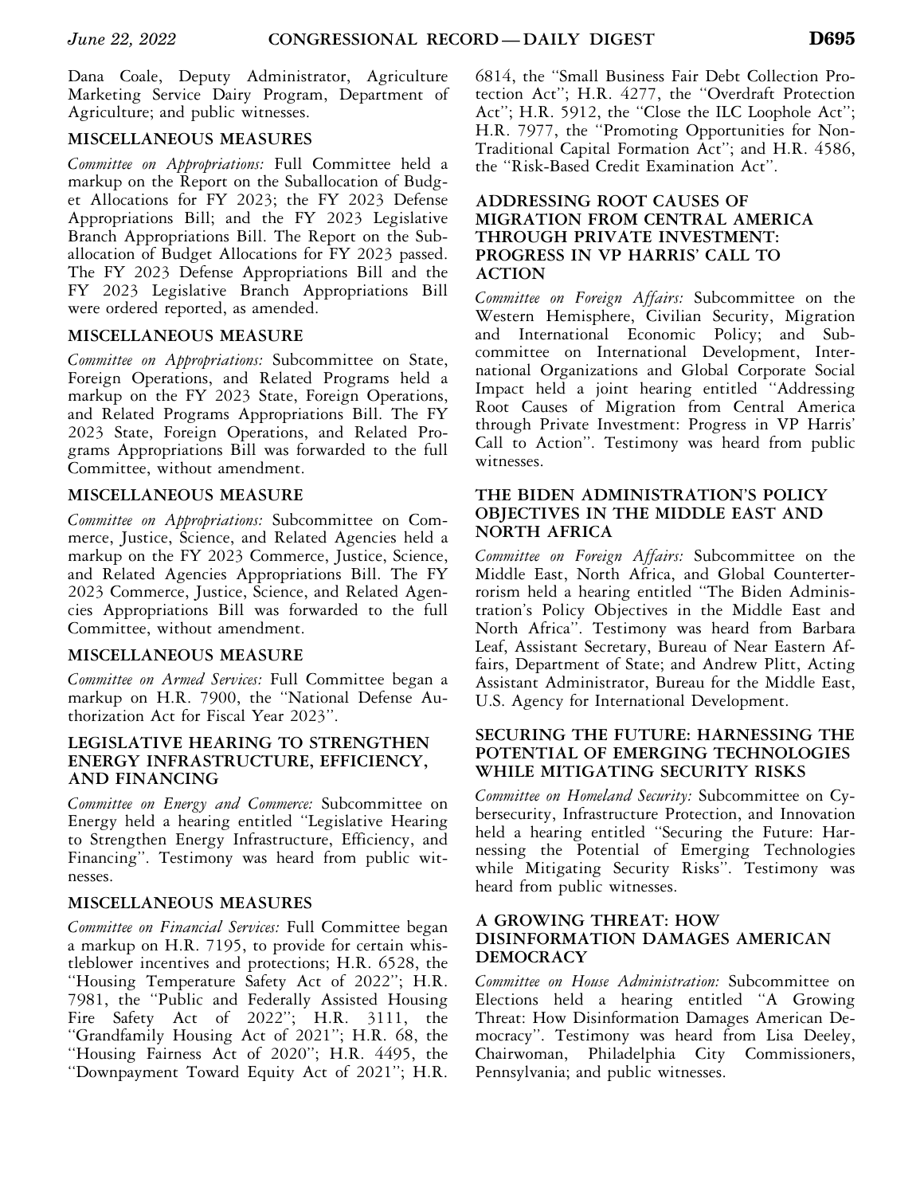Dana Coale, Deputy Administrator, Agriculture Marketing Service Dairy Program, Department of Agriculture; and public witnesses.

## MISCELLANEOUS MEASURES

*Committee on Appropriations:* Full Committee held a markup on the Report on the Suballocation of Budget Allocations for FY 2023; the FY 2023 Defense Appropriations Bill; and the FY 2023 Legislative Branch Appropriations Bill. The Report on the Suballocation of Budget Allocations for FY 2023 passed. The FY 2023 Defense Appropriations Bill and the FY 2023 Legislative Branch Appropriations Bill were ordered reported, as amended.

## MISCELLANEOUS MEASURE

*Committee on Appropriations:* Subcommittee on State, Foreign Operations, and Related Programs held a markup on the FY 2023 State, Foreign Operations, and Related Programs Appropriations Bill. The FY 2023 State, Foreign Operations, and Related Programs Appropriations Bill was forwarded to the full Committee, without amendment.

## MISCELLANEOUS MEASURE

*Committee on Appropriations:* Subcommittee on Commerce, Justice, Science, and Related Agencies held a markup on the FY 2023 Commerce, Justice, Science, and Related Agencies Appropriations Bill. The FY 2023 Commerce, Justice, Science, and Related Agencies Appropriations Bill was forwarded to the full Committee, without amendment.

## MISCELLANEOUS MEASURE

*Committee on Armed Services:* Full Committee began a markup on H.R. 7900, the "National Defense Authorization Act for Fiscal Year 2023".

## LEGISLATIVE HEARING TO STRENGTHEN ENERGY INFRASTRUCTURE, EFFICIENCY, AND FINANCING

*Committee on Energy and Commerce:* Subcommittee on Energy held a hearing entitled "Legislative Hearing to Strengthen Energy Infrastructure, Efficiency, and Financing". Testimony was heard from public witnesses.

## MISCELLANEOUS MEASURES

*Committee on Financial Services:* Full Committee began a markup on H.R. 7195, to provide for certain whistleblower incentives and protections; H.R. 6528, the "Housing Temperature Safety Act of 2022"; H.R. 7981, the "Public and Federally Assisted Housing Fire Safety Act of 2022"; H.R. 3111, the "Grandfamily Housing Act of 2021"; H.R. 68, the "Housing Fairness Act of 2020"; H.R. 4495, the "Downpayment Toward Equity Act of 2021"; H.R. 6814, the "Small Business Fair Debt Collection Protection Act"; H.R. 4277, the "Overdraft Protection Act"; H.R. 5912, the "Close the ILC Loophole Act"; H.R. 7977, the "Promoting Opportunities for Non-Traditional Capital Formation Act"; and H.R. 4586, the "Risk-Based Credit Examination Act".

## ADDRESSING ROOT CAUSES OF MIGRATION FROM CENTRAL AMERICA THROUGH PRIVATE INVESTMENT: PROGRESS IN VP HARRIS' CALL TO ACTION

*Committee on Foreign Affairs:* Subcommittee on the Western Hemisphere, Civilian Security, Migration and International Economic Policy; and Subcommittee on International Development, International Organizations and Global Corporate Social Impact held a joint hearing entitled "Addressing Root Causes of Migration from Central America through Private Investment: Progress in VP Harris' Call to Action". Testimony was heard from public witnesses.

## THE BIDEN ADMINISTRATION'S POLICY OBJECTIVES IN THE MIDDLE EAST AND NORTH AFRICA

*Committee on Foreign Affairs:* Subcommittee on the Middle East, North Africa, and Global Counterterrorism held a hearing entitled "The Biden Administration's Policy Objectives in the Middle East and North Africa". Testimony was heard from Barbara Leaf, Assistant Secretary, Bureau of Near Eastern Affairs, Department of State; and Andrew Plitt, Acting Assistant Administrator, Bureau for the Middle East, U.S. Agency for International Development.

## SECURING THE FUTURE: HARNESSING THE POTENTIAL OF EMERGING TECHNOLOGIES WHILE MITIGATING SECURITY RISKS

*Committee on Homeland Security:* Subcommittee on Cybersecurity, Infrastructure Protection, and Innovation held a hearing entitled "Securing the Future: Harnessing the Potential of Emerging Technologies while Mitigating Security Risks". Testimony was heard from public witnesses.

## A GROWING THREAT: HOW DISINFORMATION DAMAGES AMERICAN DEMOCRACY

*Committee on House Administration:* Subcommittee on Elections held a hearing entitled "A Growing Threat: How Disinformation Damages American Democracy". Testimony was heard from Lisa Deeley, Chairwoman, Philadelphia City Commissioners, Pennsylvania; and public witnesses.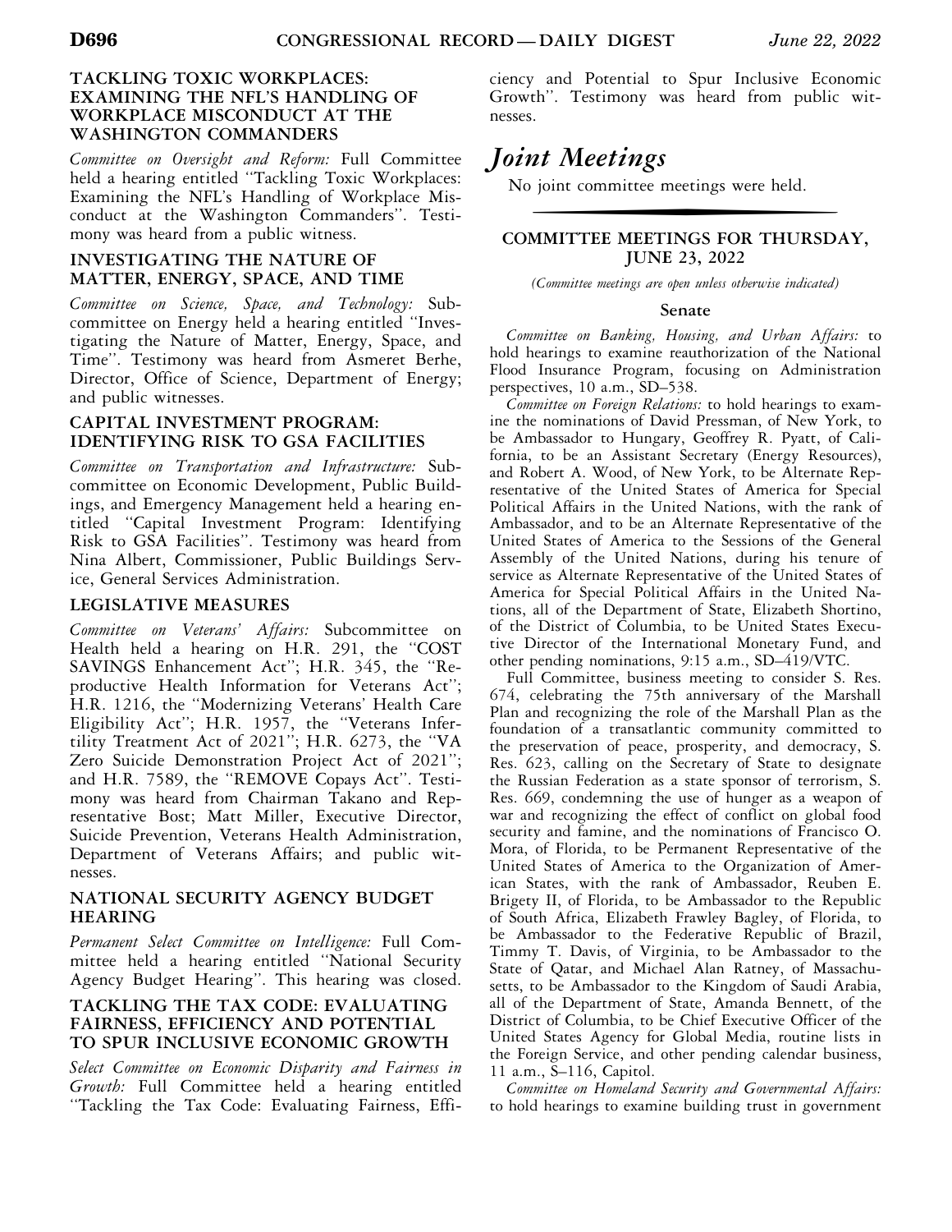### TACKLING TOXIC WORKPLACES: EXAMINING THE NFL'S HANDLING OF WORKPLACE MISCONDUCT AT THE WASHINGTON COMMANDERS

*Committee on Oversight and Reform:* Full Committee held a hearing entitled "Tackling Toxic Workplaces: Examining the NFL's Handling of Workplace Misconduct at the Washington Commanders". Testimony was heard from a public witness.

### INVESTIGATING THE NATURE OF MATTER, ENERGY, SPACE, AND TIME

*Committee on Science, Space, and Technology:* Subcommittee on Energy held a hearing entitled "Investigating the Nature of Matter, Energy, Space, and Time". Testimony was heard from Asmeret Berhe, Director, Office of Science, Department of Energy; and public witnesses.

### CAPITAL INVESTMENT PROGRAM: IDENTIFYING RISK TO GSA FACILITIES

*Committee on Transportation and Infrastructure:* Subcommittee on Economic Development, Public Buildings, and Emergency Management held a hearing entitled "Capital Investment Program: Identifying Risk to GSA Facilities". Testimony was heard from Nina Albert, Commissioner, Public Buildings Service, General Services Administration.

### LEGISLATIVE MEASURES

*Committee on Veterans' Affairs:* Subcommittee on Health held a hearing on H.R. 291, the "COST SAVINGS Enhancement Act"; H.R. 345, the "Reproductive Health Information for Veterans Act"; H.R. 1216, the "Modernizing Veterans' Health Care Eligibility Act"; H.R. 1957, the "Veterans Infertility Treatment Act of 2021"; H.R. 6273, the "VA Zero Suicide Demonstration Project Act of 2021"; and H.R. 7589, the "REMOVE Copays Act". Testimony was heard from Chairman Takano and Representative Bost; Matt Miller, Executive Director, Suicide Prevention, Veterans Health Administration, Department of Veterans Affairs; and public witnesses.

### NATIONAL SECURITY AGENCY BUDGET HEARING

*Permanent Select Committee on Intelligence:* Full Committee held a hearing entitled "National Security Agency Budget Hearing". This hearing was closed.

### TACKLING THE TAX CODE: EVALUATING FAIRNESS, EFFICIENCY AND POTENTIAL TO SPUR INCLUSIVE ECONOMIC GROWTH

*Select Committee on Economic Disparity and Fairness in Growth:* Full Committee held a hearing entitled "Tackling the Tax Code: Evaluating Fairness, Efficiency and Potential to Spur Inclusive Economic Growth". Testimony was heard from public witnesses.

# *Joint Meetings*

No joint committee meetings were held.

## COMMITTEE MEETINGS FOR THURSDAY, JUNE 23, 2022

*(Committee meetings are open unless otherwise indicated)*

### Senate

*Committee on Banking, Housing, and Urban Affairs:* to hold hearings to examine reauthorization of the National Flood Insurance Program, focusing on Administration perspectives, 10 a.m., SD–538.

*Committee on Foreign Relations:* to hold hearings to examine the nominations of David Pressman, of New York, to be Ambassador to Hungary, Geoffrey R. Pyatt, of California, to be an Assistant Secretary (Energy Resources), and Robert A. Wood, of New York, to be Alternate Representative of the United States of America for Special Political Affairs in the United Nations, with the rank of Ambassador, and to be an Alternate Representative of the United States of America to the Sessions of the General Assembly of the United Nations, during his tenure of service as Alternate Representative of the United States of America for Special Political Affairs in the United Nations, all of the Department of State, Elizabeth Shortino, of the District of Columbia, to be United States Executive Director of the International Monetary Fund, and other pending nominations, 9:15 a.m., SD–419/VTC.

Full Committee, business meeting to consider S. Res. 674, celebrating the 75th anniversary of the Marshall Plan and recognizing the role of the Marshall Plan as the foundation of a transatlantic community committed to the preservation of peace, prosperity, and democracy, S. Res. 623, calling on the Secretary of State to designate the Russian Federation as a state sponsor of terrorism, S. Res. 669, condemning the use of hunger as a weapon of war and recognizing the effect of conflict on global food security and famine, and the nominations of Francisco O. Mora, of Florida, to be Permanent Representative of the United States of America to the Organization of American States, with the rank of Ambassador, Reuben E. Brigety II, of Florida, to be Ambassador to the Republic of South Africa, Elizabeth Frawley Bagley, of Florida, to be Ambassador to the Federative Republic of Brazil, Timmy T. Davis, of Virginia, to be Ambassador to the State of Qatar, and Michael Alan Ratney, of Massachusetts, to be Ambassador to the Kingdom of Saudi Arabia, all of the Department of State, Amanda Bennett, of the District of Columbia, to be Chief Executive Officer of the United States Agency for Global Media, routine lists in the Foreign Service, and other pending calendar business, 11 a.m., S–116, Capitol.

*Committee on Homeland Security and Governmental Affairs:* to hold hearings to examine building trust in government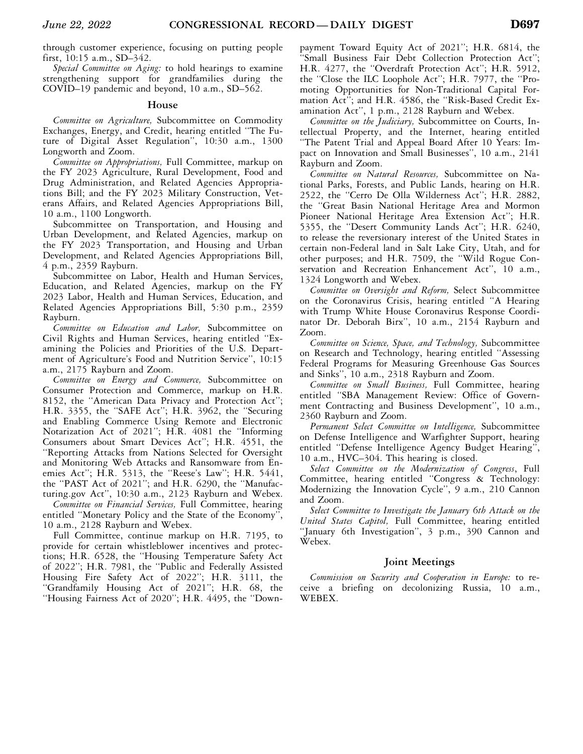through customer experience, focusing on putting people first, 10:15 a.m., SD–342.

*Special Committee on Aging:* to hold hearings to examine strengthening support for grandfamilies during the COVID–19 pandemic and beyond, 10 a.m., SD–562.

## House

*Committee on Agriculture,* Subcommittee on Commodity Exchanges, Energy, and Credit, hearing entitled "The Future of Digital Asset Regulation", 10:30 a.m., 1300 Longworth and Zoom.

*Committee on Appropriations,* Full Committee, markup on the FY 2023 Agriculture, Rural Development, Food and Drug Administration, and Related Agencies Appropriations Bill; and the FY 2023 Military Construction, Veterans Affairs, and Related Agencies Appropriations Bill, 10 a.m., 1100 Longworth.

Subcommittee on Transportation, and Housing and Urban Development, and Related Agencies, markup on the FY 2023 Transportation, and Housing and Urban Development, and Related Agencies Appropriations Bill, 4 p.m., 2359 Rayburn.

Subcommittee on Labor, Health and Human Services, Education, and Related Agencies, markup on the FY 2023 Labor, Health and Human Services, Education, and Related Agencies Appropriations Bill, 5:30 p.m., 2359 Rayburn.

*Committee on Education and Labor,* Subcommittee on Civil Rights and Human Services, hearing entitled "Examining the Policies and Priorities of the U.S. Department of Agriculture's Food and Nutrition Service", 10:15 a.m., 2175 Rayburn and Zoom.

*Committee on Energy and Commerce,* Subcommittee on Consumer Protection and Commerce, markup on H.R. 8152, the "American Data Privacy and Protection Act"; H.R. 3355, the "SAFE Act"; H.R. 3962, the "Securing and Enabling Commerce Using Remote and Electronic Notarization Act of 2021"; H.R. 4081 the "Informing Consumers about Smart Devices Act"; H.R. 4551, the "Reporting Attacks from Nations Selected for Oversight and Monitoring Web Attacks and Ransomware from Enemies Act"; H.R. 5313, the "Reese's Law"; H.R. 5441, the "PAST Act of 2021"; and H.R. 6290, the "Manufacturing.gov Act", 10:30 a.m., 2123 Rayburn and Webex.

*Committee on Financial Services,* Full Committee, hearing entitled "Monetary Policy and the State of the Economy", 10 a.m., 2128 Rayburn and Webex.

Full Committee, continue markup on H.R. 7195, to provide for certain whistleblower incentives and protections; H.R. 6528, the "Housing Temperature Safety Act of 2022"; H.R. 7981, the "Public and Federally Assisted Housing Fire Safety Act of 2022"; H.R. 3111, the "Grandfamily Housing Act of 2021"; H.R. 68, the "Housing Fairness Act of 2020"; H.R. 4495, the "Downpayment Toward Equity Act of 2021"; H.R. 6814, the "Small Business Fair Debt Collection Protection Act"; H.R. 4277, the "Overdraft Protection Act"; H.R. 5912, the "Close the ILC Loophole Act"; H.R. 7977, the "Promoting Opportunities for Non-Traditional Capital Formation Act"; and H.R. 4586, the "Risk-Based Credit Examination Act", 1 p.m., 2128 Rayburn and Webex.

*Committee on the Judiciary,* Subcommittee on Courts, Intellectual Property, and the Internet, hearing entitled "The Patent Trial and Appeal Board After 10 Years: Impact on Innovation and Small Businesses", 10 a.m., 2141 Rayburn and Zoom.

*Committee on Natural Resources,* Subcommittee on National Parks, Forests, and Public Lands, hearing on H.R. 2522, the "Cerro De Olla Wilderness Act"; H.R. 2882, the "Great Basin National Heritage Area and Mormon Pioneer National Heritage Area Extension Act"; H.R. 5355, the "Desert Community Lands Act"; H.R. 6240, to release the reversionary interest of the United States in certain non-Federal land in Salt Lake City, Utah, and for other purposes; and H.R. 7509, the "Wild Rogue Conservation and Recreation Enhancement Act", 10 a.m., 1324 Longworth and Webex.

*Committee on Oversight and Reform,* Select Subcommittee on the Coronavirus Crisis, hearing entitled "A Hearing with Trump White House Coronavirus Response Coordinator Dr. Deborah Birx", 10 a.m., 2154 Rayburn and Zoom.

*Committee on Science, Space, and Technology,* Subcommittee on Research and Technology, hearing entitled "Assessing Federal Programs for Measuring Greenhouse Gas Sources and Sinks", 10 a.m., 2318 Rayburn and Zoom.

*Committee on Small Business,* Full Committee, hearing entitled "SBA Management Review: Office of Government Contracting and Business Development", 10 a.m., 2360 Rayburn and Zoom.

*Permanent Select Committee on Intelligence,* Subcommittee on Defense Intelligence and Warfighter Support, hearing entitled "Defense Intelligence Agency Budget Hearing", 10 a.m., HVC–304. This hearing is closed.

*Select Committee on the Modernization of Congress*, Full Committee, hearing entitled "Congress & Technology: Modernizing the Innovation Cycle", 9 a.m., 210 Cannon and Zoom.

*Select Committee to Investigate the January 6th Attack on the United States Capitol,* Full Committee, hearing entitled "January 6th Investigation", 3 p.m., 390 Cannon and Webex.

## Joint Meetings

*Commission on Security and Cooperation in Europe:* to receive a briefing on decolonizing Russia, 10 a.m., WEBEX.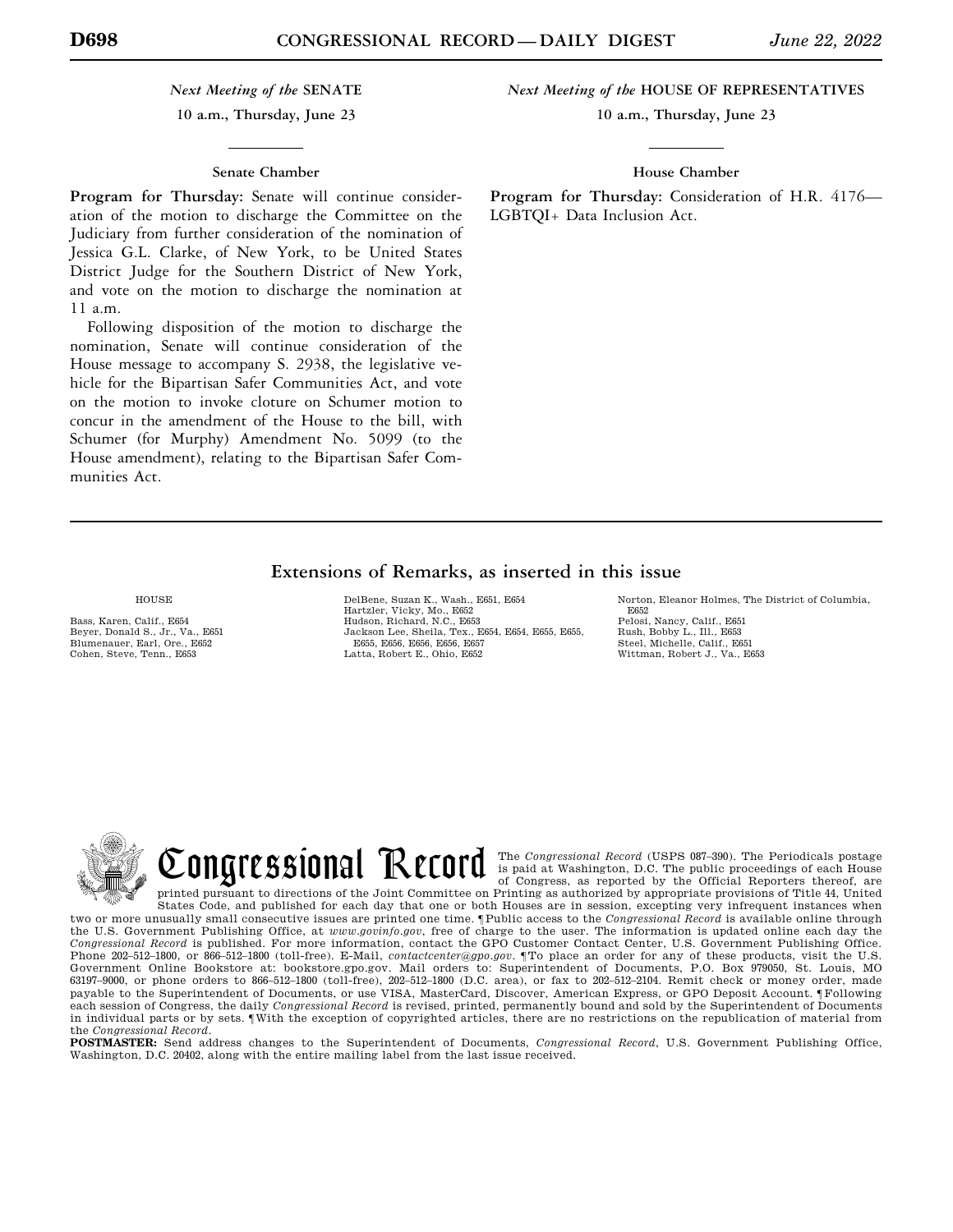*Next Meeting of the* **SENATE**

**10 a.m., Thursday, June 23**

**Senate Chamber**

**Program for Thursday:** Senate will continue consideration of the motion to discharge the Committee on the Judiciary from further consideration of the nomination of Jessica G.L. Clarke, of New York, to be United States District Judge for the Southern District of New York, and vote on the motion to discharge the nomination at 11 a.m.

Following disposition of the motion to discharge the nomination, Senate will continue consideration of the House message to accompany S. 2938, the legislative vehicle for the Bipartisan Safer Communities Act, and vote on the motion to invoke cloture on Schumer motion to concur in the amendment of the House to the bill, with Schumer (for Murphy) Amendment No. 5099 (to the House amendment), relating to the Bipartisan Safer Communities Act.

*Next Meeting of the* **HOUSE OF REPRESENTATIVES**

**10 a.m., Thursday, June 23**

**House Chamber**

**Program for Thursday:** Consideration of H.R. 4176—LGBTQI+ Data Inclusion Act.

## Extensions of Remarks, as inserted in this issue

HOUSE

Bass, Karen, Calif., E654
Beyer, Donald S., Jr., Va., E651
Blumenauer, Earl, Ore., E652
Cohen, Steve, Tenn., E653
DelBene, Suzan K., Wash., E651, E654
Hartzler, Vicky, Mo., E652
Hudson, Richard, N.C., E653
Jackson Lee, Sheila, Tex., E654, E654, E655, E655, E655, E656, E656, E656, E657
Latta, Robert E., Ohio, E652
Norton, Eleanor Holmes, The District of Columbia, E652
Pelosi, Nancy, Calif., E651
Rush, Bobby L., Ill., E653
Steel, Michelle, Calif., E651
Wittman, Robert J., Va., E653

**Congressional Record** The *Congressional Record* (USPS 087–390). The Periodicals postage is paid at Washington, D.C. The public proceedings of each House of Congress, as reported by the Official Reporters thereof, are printed pursuant to directions of the Joint Committee on Printing as authorized by appropriate provisions of Title 44, United States Code, and published for each day that one or both Houses are in session, excepting very infrequent instances when two or more unusually small consecutive issues are printed one time. ¶Public access to the *Congressional Record* is available online through the U.S. Government Publishing Office, at *www.govinfo.gov*, free of charge to the user. The information is updated online each day the *Congressional Record* is published. For more information, contact the GPO Customer Contact Center, U.S. Government Publishing Office. Phone 202–512–1800, or 866–512–1800 (toll-free). E-Mail, *contactcenter@gpo.gov*. ¶To place an order for any of these products, visit the U.S. Government Online Bookstore at: bookstore.gpo.gov. Mail orders to: Superintendent of Documents, P.O. Box 979050, St. Louis, MO 63197–9000, or phone orders to 866–512–1800 (toll-free), 202–512–2104 (D.C. area), or fax to 202–512–2104. Remit check or money order, made payable to the Superintendent of Documents, or use VISA, MasterCard, Discover, American Express, or GPO Deposit Account. ¶Following each session of Congress, the daily *Congressional Record* is revised, printed, permanently bound and sold by the Superintendent of Documents in individual parts or by sets. ¶With the exception of copyrighted articles, there are no restrictions on the republication of material from the *Congressional Record*.

**POSTMASTER:** Send address changes to the Superintendent of Documents, *Congressional Record*, U.S. Government Publishing Office, Washington, D.C. 20402, along with the entire mailing label from the last issue received.